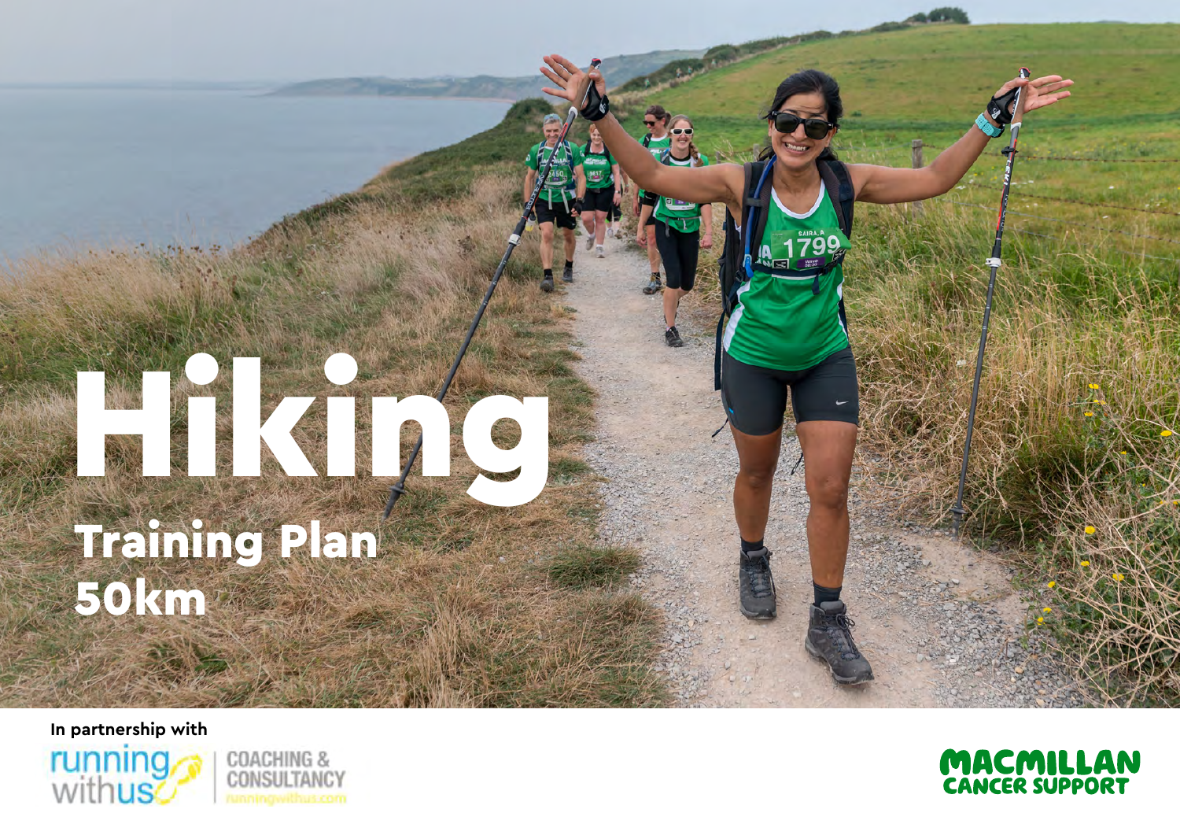# Hiking

## Training Plan 50km

In partnership with

running with us | COACHING & CONSULTANCY runningwithus.com

MACMILLAN CANCER SUPPORT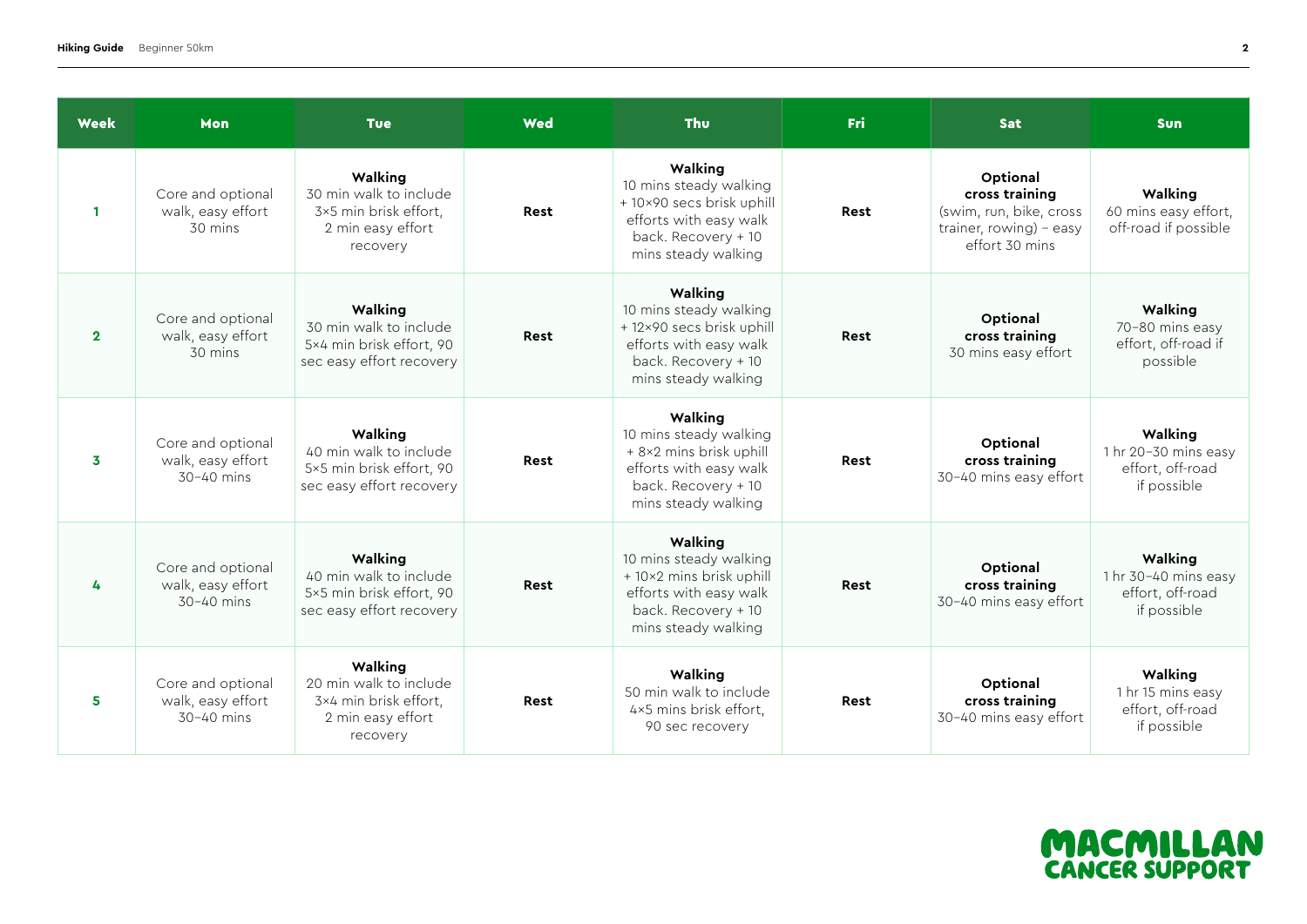| Week | Mon | Tue | Wed | Thu | Fri | Sat | Sun |
|---|---|---|---|---|---|---|---|
| 1 | Core and optional walk, easy effort 30 mins | **Walking** 30 min walk to include 3×5 min brisk effort, 2 min easy effort recovery | **Rest** | **Walking** 10 mins steady walking + 10×90 secs brisk uphill efforts with easy walk back. Recovery + 10 mins steady walking | **Rest** | **Optional cross training** (swim, run, bike, cross trainer, rowing) – easy effort 30 mins | **Walking** 60 mins easy effort, off-road if possible |
| 2 | Core and optional walk, easy effort 30 mins | **Walking** 30 min walk to include 5×4 min brisk effort, 90 sec easy effort recovery | **Rest** | **Walking** 10 mins steady walking + 12×90 secs brisk uphill efforts with easy walk back. Recovery + 10 mins steady walking | **Rest** | **Optional cross training** 30 mins easy effort | **Walking** 70–80 mins easy effort, off-road if possible |
| 3 | Core and optional walk, easy effort 30–40 mins | **Walking** 40 min walk to include 5×5 min brisk effort, 90 sec easy effort recovery | **Rest** | **Walking** 10 mins steady walking + 8×2 mins brisk uphill efforts with easy walk back. Recovery + 10 mins steady walking | **Rest** | **Optional cross training** 30–40 mins easy effort | **Walking** 1 hr 20–30 mins easy effort, off-road if possible |
| 4 | Core and optional walk, easy effort 30–40 mins | **Walking** 40 min walk to include 5×5 min brisk effort, 90 sec easy effort recovery | **Rest** | **Walking** 10 mins steady walking + 10×2 mins brisk uphill efforts with easy walk back. Recovery + 10 mins steady walking | **Rest** | **Optional cross training** 30–40 mins easy effort | **Walking** 1 hr 30–40 mins easy effort, off-road if possible |
| 5 | Core and optional walk, easy effort 30–40 mins | **Walking** 20 min walk to include 3×4 min brisk effort, 2 min easy effort recovery | **Rest** | **Walking** 50 min walk to include 4×5 mins brisk effort, 90 sec recovery | **Rest** | **Optional cross training** 30–40 mins easy effort | **Walking** 1 hr 15 mins easy effort, off-road if possible |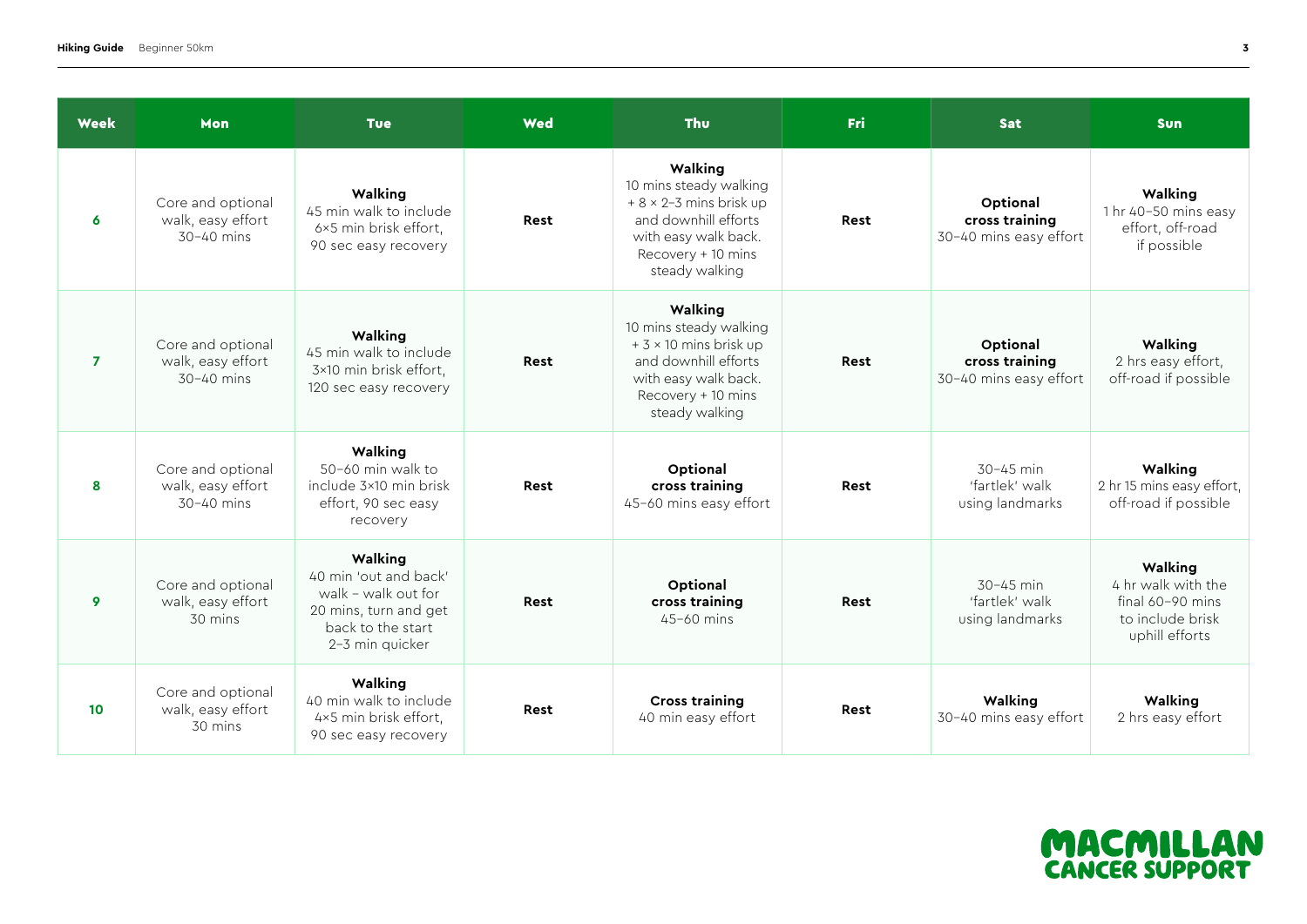| Week | Mon | Tue | Wed | Thu | Fri | Sat | Sun |
|---|---|---|---|---|---|---|---|
| 6 | Core and optional walk, easy effort 30–40 mins | **Walking** 45 min walk to include 6×5 min brisk effort, 90 sec easy recovery | **Rest** | **Walking** 10 mins steady walking + 8 × 2–3 mins brisk up and downhill efforts with easy walk back. Recovery + 10 mins steady walking | **Rest** | **Optional cross training** 30–40 mins easy effort | **Walking** 1 hr 40–50 mins easy effort, off-road if possible |
| 7 | Core and optional walk, easy effort 30–40 mins | **Walking** 45 min walk to include 3×10 min brisk effort, 120 sec easy recovery | **Rest** | **Walking** 10 mins steady walking + 3 × 10 mins brisk up and downhill efforts with easy walk back. Recovery + 10 mins steady walking | **Rest** | **Optional cross training** 30–40 mins easy effort | **Walking** 2 hrs easy effort, off-road if possible |
| 8 | Core and optional walk, easy effort 30–40 mins | **Walking** 50–60 min walk to include 3×10 min brisk effort, 90 sec easy recovery | **Rest** | **Optional cross training** 45–60 mins easy effort | **Rest** | 30–45 min 'fartlek' walk using landmarks | **Walking** 2 hr 15 mins easy effort, off-road if possible |
| 9 | Core and optional walk, easy effort 30 mins | **Walking** 40 min 'out and back' walk – walk out for 20 mins, turn and get back to the start 2–3 min quicker | **Rest** | **Optional cross training** 45–60 mins | **Rest** | 30–45 min 'fartlek' walk using landmarks | **Walking** 4 hr walk with the final 60–90 mins to include brisk uphill efforts |
| 10 | Core and optional walk, easy effort 30 mins | **Walking** 40 min walk to include 4×5 min brisk effort, 90 sec easy recovery | **Rest** | **Cross training** 40 min easy effort | **Rest** | **Walking** 30–40 mins easy effort | **Walking** 2 hrs easy effort |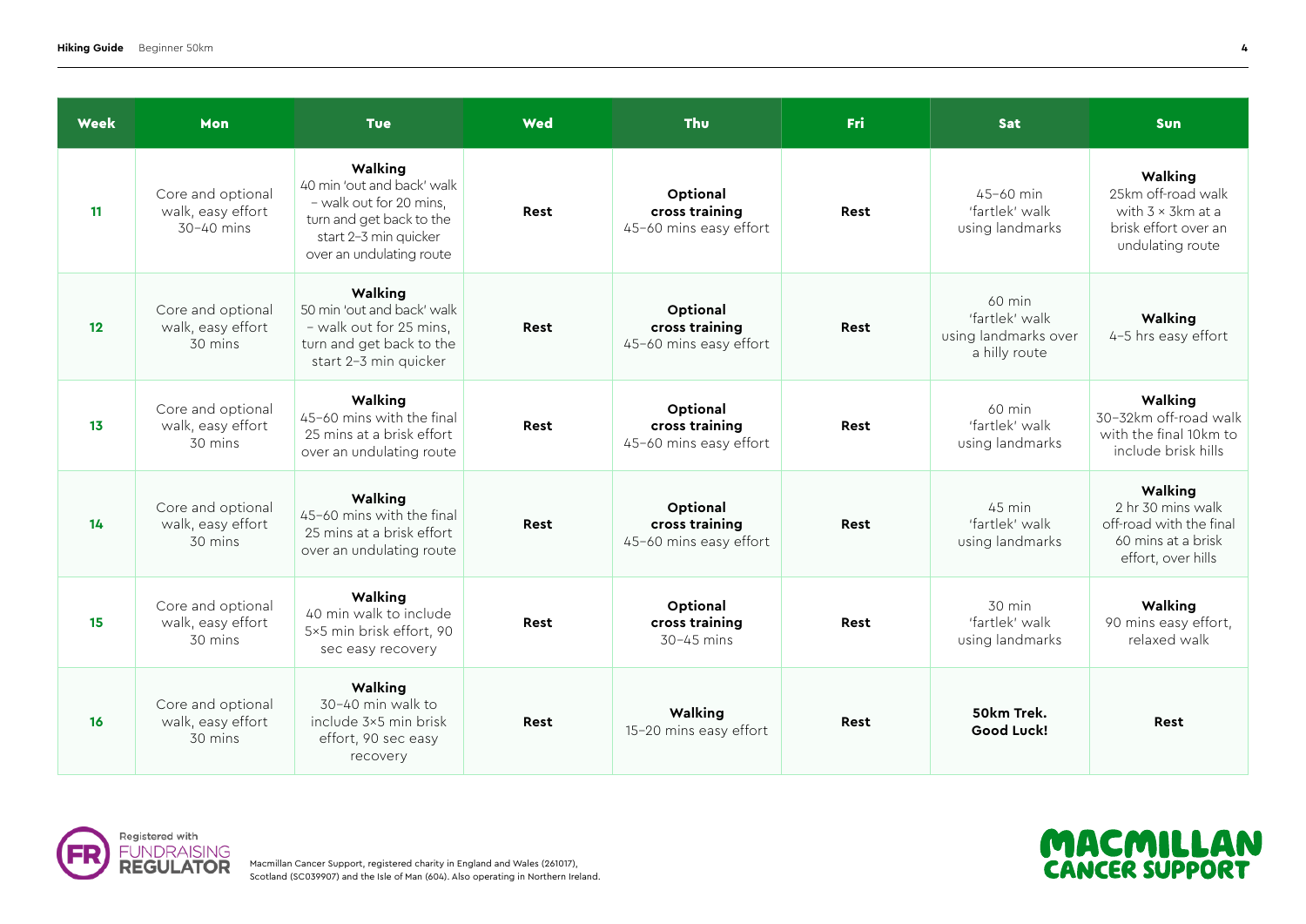| Week | Mon | Tue | Wed | Thu | Fri | Sat | Sun |
|---|---|---|---|---|---|---|---|
| 11 | Core and optional walk, easy effort 30–40 mins | **Walking** 40 min 'out and back' walk – walk out for 20 mins, turn and get back to the start 2–3 min quicker over an undulating route | **Rest** | **Optional cross training** 45–60 mins easy effort | **Rest** | 45–60 min 'fartlek' walk using landmarks | **Walking** 25km off-road walk with 3 × 3km at a brisk effort over an undulating route |
| 12 | Core and optional walk, easy effort 30 mins | **Walking** 50 min 'out and back' walk – walk out for 25 mins, turn and get back to the start 2–3 min quicker | **Rest** | **Optional cross training** 45–60 mins easy effort | **Rest** | 60 min 'fartlek' walk using landmarks over a hilly route | **Walking** 4–5 hrs easy effort |
| 13 | Core and optional walk, easy effort 30 mins | **Walking** 45–60 mins with the final 25 mins at a brisk effort over an undulating route | **Rest** | **Optional cross training** 45–60 mins easy effort | **Rest** | 60 min 'fartlek' walk using landmarks | **Walking** 30–32km off-road walk with the final 10km to include brisk hills |
| 14 | Core and optional walk, easy effort 30 mins | **Walking** 45–60 mins with the final 25 mins at a brisk effort over an undulating route | **Rest** | **Optional cross training** 45–60 mins easy effort | **Rest** | 45 min 'fartlek' walk using landmarks | **Walking** 2 hr 30 mins walk off-road with the final 60 mins at a brisk effort, over hills |
| 15 | Core and optional walk, easy effort 30 mins | **Walking** 40 min walk to include 5×5 min brisk effort, 90 sec easy recovery | **Rest** | **Optional cross training** 30–45 mins | **Rest** | 30 min 'fartlek' walk using landmarks | **Walking** 90 mins easy effort, relaxed walk |
| 16 | Core and optional walk, easy effort 30 mins | **Walking** 30–40 min walk to include 3×5 min brisk effort, 90 sec easy recovery | **Rest** | **Walking** 15–20 mins easy effort | **Rest** | **50km Trek. Good Luck!** | **Rest** |

Registered with FUNDRAISING REGULATOR

Macmillan Cancer Support, registered charity in England and Wales (261017), Scotland (SC039907) and the Isle of Man (604). Also operating in Northern Ireland.

MACMILLAN CANCER SUPPORT